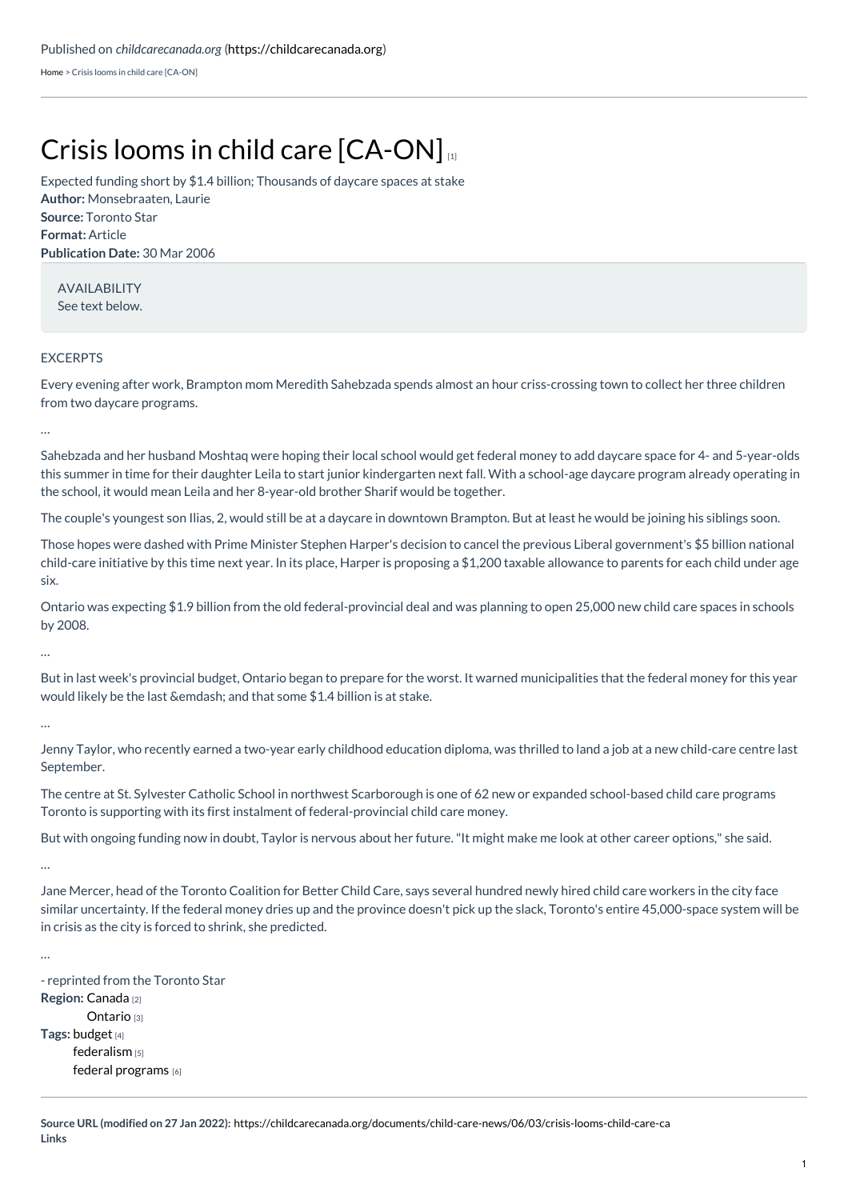Published on *childcarecanada.org* (https://childcarecanada.org)

Home > Crisis looms in child care [CA-ON]

# Crisis looms in child care [CA-ON] [1]

Expected funding short by $1.4 billion; Thousands of daycare spaces at stake

**Author:** Monsebraaten, Laurie
**Source:** Toronto Star
**Format:** Article
**Publication Date:** 30 Mar 2006

AVAILABILITY
See text below.

EXCERPTS

Every evening after work, Brampton mom Meredith Sahebzada spends almost an hour criss-crossing town to collect her three children from two daycare programs.

…

Sahebzada and her husband Moshtaq were hoping their local school would get federal money to add daycare space for 4- and 5-year-olds this summer in time for their daughter Leila to start junior kindergarten next fall. With a school-age daycare program already operating in the school, it would mean Leila and her 8-year-old brother Sharif would be together.

The couple's youngest son Ilias, 2, would still be at a daycare in downtown Brampton. But at least he would be joining his siblings soon.

Those hopes were dashed with Prime Minister Stephen Harper's decision to cancel the previous Liberal government's $5 billion national child-care initiative by this time next year. In its place, Harper is proposing a $1,200 taxable allowance to parents for each child under age six.

Ontario was expecting $1.9 billion from the old federal-provincial deal and was planning to open 25,000 new child care spaces in schools by 2008.

…

But in last week's provincial budget, Ontario began to prepare for the worst. It warned municipalities that the federal money for this year would likely be the last &emdash; and that some $1.4 billion is at stake.

…

Jenny Taylor, who recently earned a two-year early childhood education diploma, was thrilled to land a job at a new child-care centre last September.

The centre at St. Sylvester Catholic School in northwest Scarborough is one of 62 new or expanded school-based child care programs Toronto is supporting with its first instalment of federal-provincial child care money.

But with ongoing funding now in doubt, Taylor is nervous about her future. "It might make me look at other career options," she said.

…

Jane Mercer, head of the Toronto Coalition for Better Child Care, says several hundred newly hired child care workers in the city face similar uncertainty. If the federal money dries up and the province doesn't pick up the slack, Toronto's entire 45,000-space system will be in crisis as the city is forced to shrink, she predicted.

…

- reprinted from the Toronto Star

**Region:** Canada [2]
Ontario [3]

**Tags:** budget [4]
federalism [5]
federal programs [6]

**Source URL (modified on 27 Jan 2022):** https://childcarecanada.org/documents/child-care-news/06/03/crisis-looms-child-care-ca

**Links**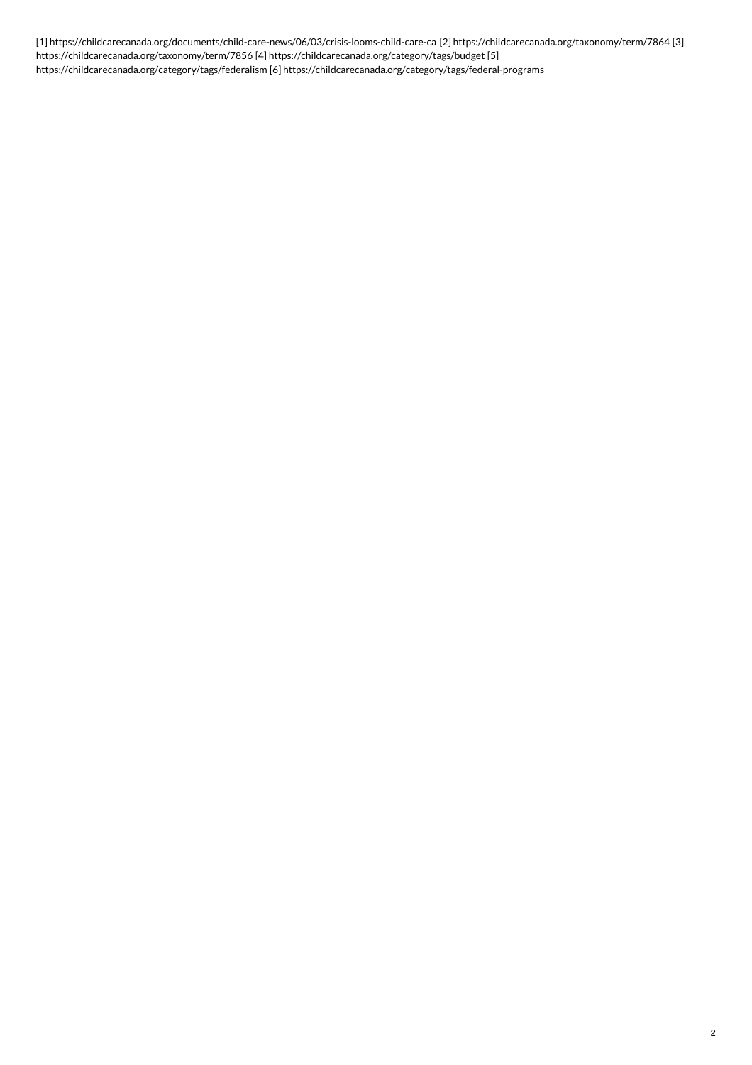[1] https://childcarecanada.org/documents/child-care-news/06/03/crisis-looms-child-care-ca [2] https://childcarecanada.org/taxonomy/term/7864 [3] https://childcarecanada.org/taxonomy/term/7856 [4] https://childcarecanada.org/category/tags/budget [5] https://childcarecanada.org/category/tags/federalism [6] https://childcarecanada.org/category/tags/federal-programs